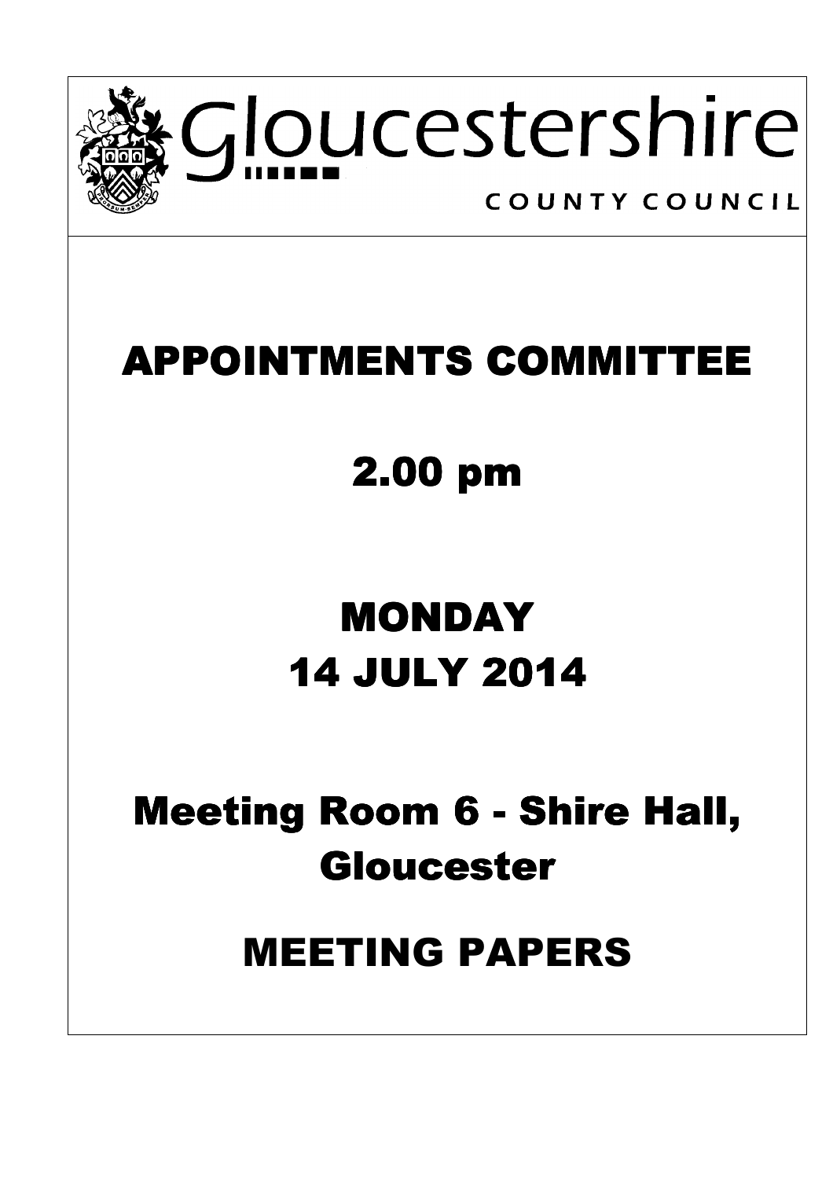Gloucestershire

COUNTY COUNCIL

# APPOINTMENTS COMMITTEE

## 2.00 pm

## MONDAY
## 14 JULY 2014

## Meeting Room 6 - Shire Hall, Gloucester

## MEETING PAPERS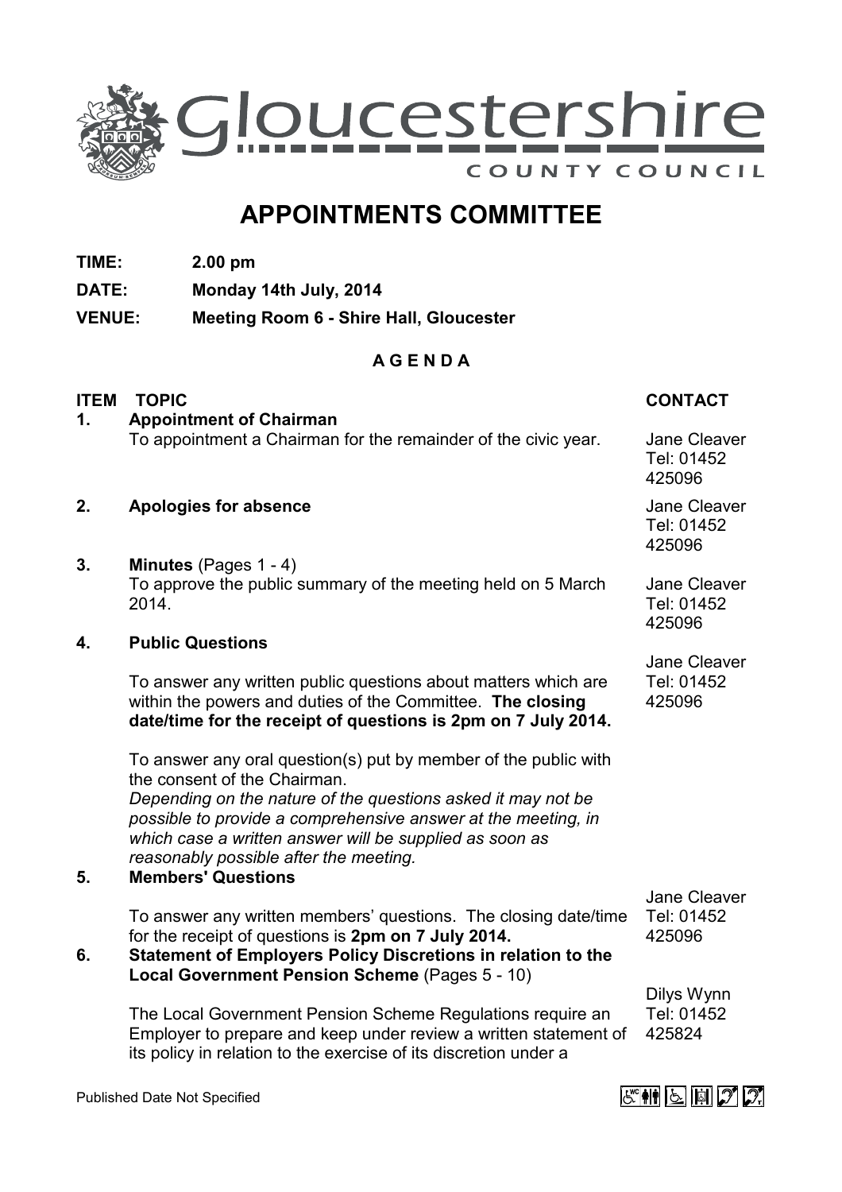Gloucestershire
COUNTY COUNCIL

# APPOINTMENTS COMMITTEE

**TIME:** **2.00 pm**

**DATE:** **Monday 14th July, 2014**

**VENUE:** **Meeting Room 6 - Shire Hall, Gloucester**

**A G E N D A**

| ITEM | TOPIC | CONTACT |
|---|---|---|
| **1.** | **Appointment of Chairman**<br>To appointment a Chairman for the remainder of the civic year. | Jane Cleaver<br>Tel: 01452 425096 |
| **2.** | **Apologies for absence** | Jane Cleaver<br>Tel: 01452 425096 |
| **3.** | **Minutes** (Pages 1 - 4)<br>To approve the public summary of the meeting held on 5 March 2014. | Jane Cleaver<br>Tel: 01452 425096 |
| **4.** | **Public Questions**<br>To answer any written public questions about matters which are within the powers and duties of the Committee. **The closing date/time for the receipt of questions is 2pm on 7 July 2014.**<br>To answer any oral question(s) put by member of the public with the consent of the Chairman.<br>*Depending on the nature of the questions asked it may not be possible to provide a comprehensive answer at the meeting, in which case a written answer will be supplied as soon as reasonably possible after the meeting.* | Jane Cleaver<br>Tel: 01452 425096 |
| **5.** | **Members' Questions**<br>To answer any written members' questions. The closing date/time for the receipt of questions is **2pm on 7 July 2014.** | Jane Cleaver<br>Tel: 01452 425096 |
| **6.** | **Statement of Employers Policy Discretions in relation to the Local Government Pension Scheme** (Pages 5 - 10)<br>The Local Government Pension Scheme Regulations require an Employer to prepare and keep under review a written statement of its policy in relation to the exercise of its discretion under a | Dilys Wynn<br>Tel: 01452 425824 |

Published Date Not Specified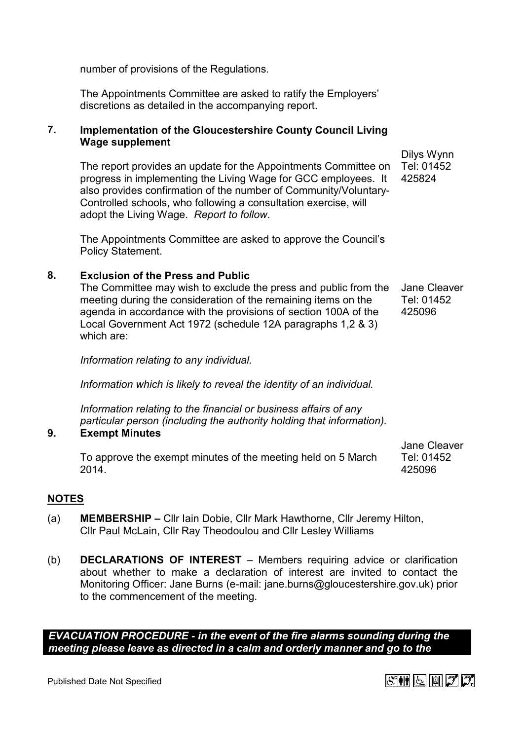number of provisions of the Regulations.

The Appointments Committee are asked to ratify the Employers' discretions as detailed in the accompanying report.

**7. Implementation of the Gloucestershire County Council Living Wage supplement**

Dilys Wynn
Tel: 01452 425824

The report provides an update for the Appointments Committee on progress in implementing the Living Wage for GCC employees. It also provides confirmation of the number of Community/Voluntary-Controlled schools, who following a consultation exercise, will adopt the Living Wage. *Report to follow*.

The Appointments Committee are asked to approve the Council's Policy Statement.

**8. Exclusion of the Press and Public**

Jane Cleaver
Tel: 01452 425096

The Committee may wish to exclude the press and public from the meeting during the consideration of the remaining items on the agenda in accordance with the provisions of section 100A of the Local Government Act 1972 (schedule 12A paragraphs 1,2 & 3) which are:

*Information relating to any individual.*

*Information which is likely to reveal the identity of an individual.*

*Information relating to the financial or business affairs of any particular person (including the authority holding that information).*

**9. Exempt Minutes**

Jane Cleaver
Tel: 01452 425096

To approve the exempt minutes of the meeting held on 5 March 2014.

**NOTES**

(a) **MEMBERSHIP –** Cllr Iain Dobie, Cllr Mark Hawthorne, Cllr Jeremy Hilton, Cllr Paul McLain, Cllr Ray Theodoulou and Cllr Lesley Williams

(b) **DECLARATIONS OF INTEREST** – Members requiring advice or clarification about whether to make a declaration of interest are invited to contact the Monitoring Officer: Jane Burns (e-mail: jane.burns@gloucestershire.gov.uk) prior to the commencement of the meeting.

***EVACUATION PROCEDURE - in the event of the fire alarms sounding during the meeting please leave as directed in a calm and orderly manner and go to the***

Published Date Not Specified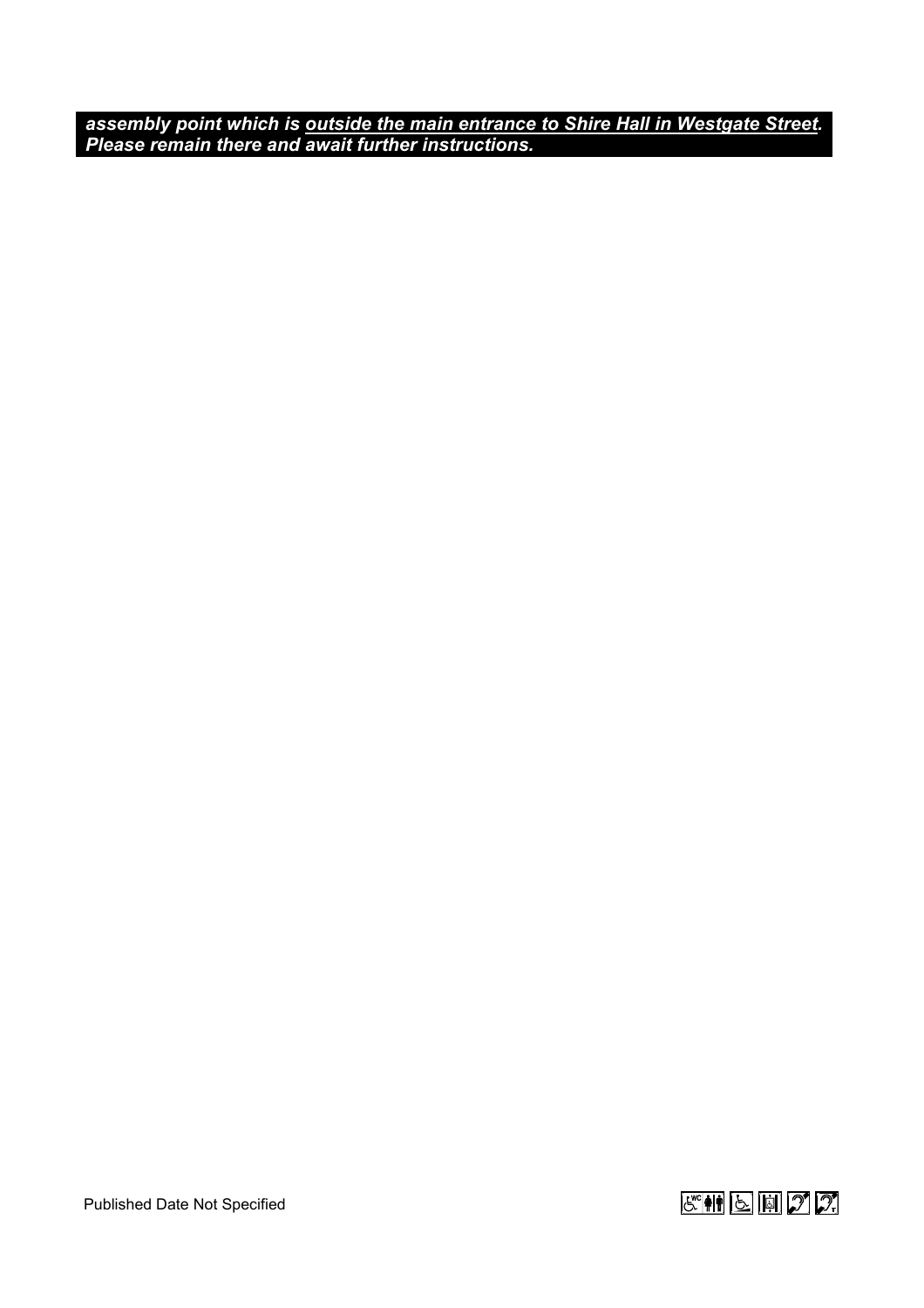***assembly point which is <u>outside the main entrance to Shire Hall in Westgate Street</u>. Please remain there and await further instructions.***

Published Date Not Specified